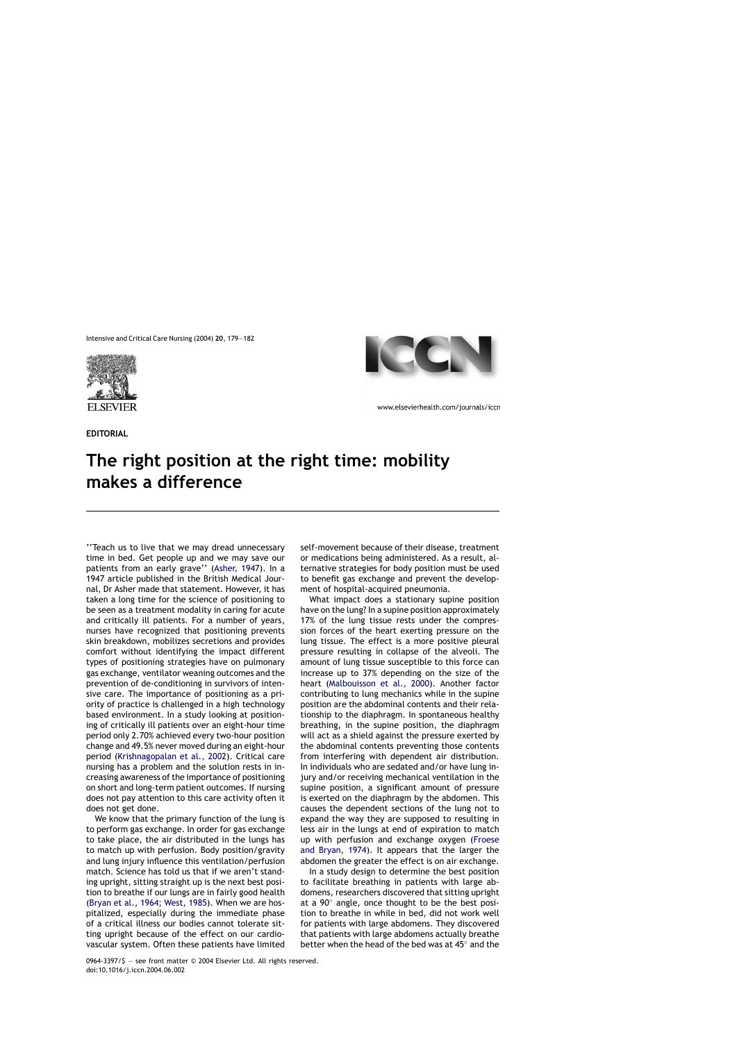**EDITORIAL**

# The right position at the right time: mobility makes a difference

''Teach us to live that we may dread unnecessary time in bed. Get people up and we may save our patients from an early grave'' (Asher, 1947). In a 1947 article published in the British Medical Journal, Dr Asher made that statement. However, it has taken a long time for the science of positioning to be seen as a treatment modality in caring for acute and critically ill patients. For a number of years, nurses have recognized that positioning prevents skin breakdown, mobilizes secretions and provides comfort without identifying the impact different types of positioning strategies have on pulmonary gas exchange, ventilator weaning outcomes and the prevention of de-conditioning in survivors of intensive care. The importance of positioning as a priority of practice is challenged in a high technology based environment. In a study looking at positioning of critically ill patients over an eight-hour time period only 2.70% achieved every two-hour position change and 49.5% never moved during an eight-hour period (Krishnagopalan et al., 2002). Critical care nursing has a problem and the solution rests in increasing awareness of the importance of positioning on short and long-term patient outcomes. If nursing does not pay attention to this care activity often it does not get done.

We know that the primary function of the lung is to perform gas exchange. In order for gas exchange to take place, the air distributed in the lungs has to match up with perfusion. Body position/gravity and lung injury influence this ventilation/perfusion match. Science has told us that if we aren't standing upright, sitting straight up is the next best position to breathe if our lungs are in fairly good health (Bryan et al., 1964; West, 1985). When we are hospitalized, especially during the immediate phase of a critical illness our bodies cannot tolerate sitting upright because of the effect on our cardiovascular system. Often these patients have limited self-movement because of their disease, treatment or medications being administered. As a result, alternative strategies for body position must be used to benefit gas exchange and prevent the development of hospital-acquired pneumonia.

What impact does a stationary supine position have on the lung? In a supine position approximately 17% of the lung tissue rests under the compression forces of the heart exerting pressure on the lung tissue. The effect is a more positive pleural pressure resulting in collapse of the alveoli. The amount of lung tissue susceptible to this force can increase up to 37% depending on the size of the heart (Malbouisson et al., 2000). Another factor contributing to lung mechanics while in the supine position are the abdominal contents and their relationship to the diaphragm. In spontaneous healthy breathing, in the supine position, the diaphragm will act as a shield against the pressure exerted by the abdominal contents preventing those contents from interfering with dependent air distribution. In individuals who are sedated and/or have lung injury and/or receiving mechanical ventilation in the supine position, a significant amount of pressure is exerted on the diaphragm by the abdomen. This causes the dependent sections of the lung not to expand the way they are supposed to resulting in less air in the lungs at end of expiration to match up with perfusion and exchange oxygen (Froese and Bryan, 1974). It appears that the larger the abdomen the greater the effect is on air exchange.

In a study design to determine the best position to facilitate breathing in patients with large abdomens, researchers discovered that sitting upright at a 90° angle, once thought to be the best position to breathe in while in bed, did not work well for patients with large abdomens. They discovered that patients with large abdomens actually breathe better when the head of the bed was at 45° and the

0964-3397/$ — see front matter © 2004 Elsevier Ltd. All rights reserved.
doi:10.1016/j.iccn.2004.06.002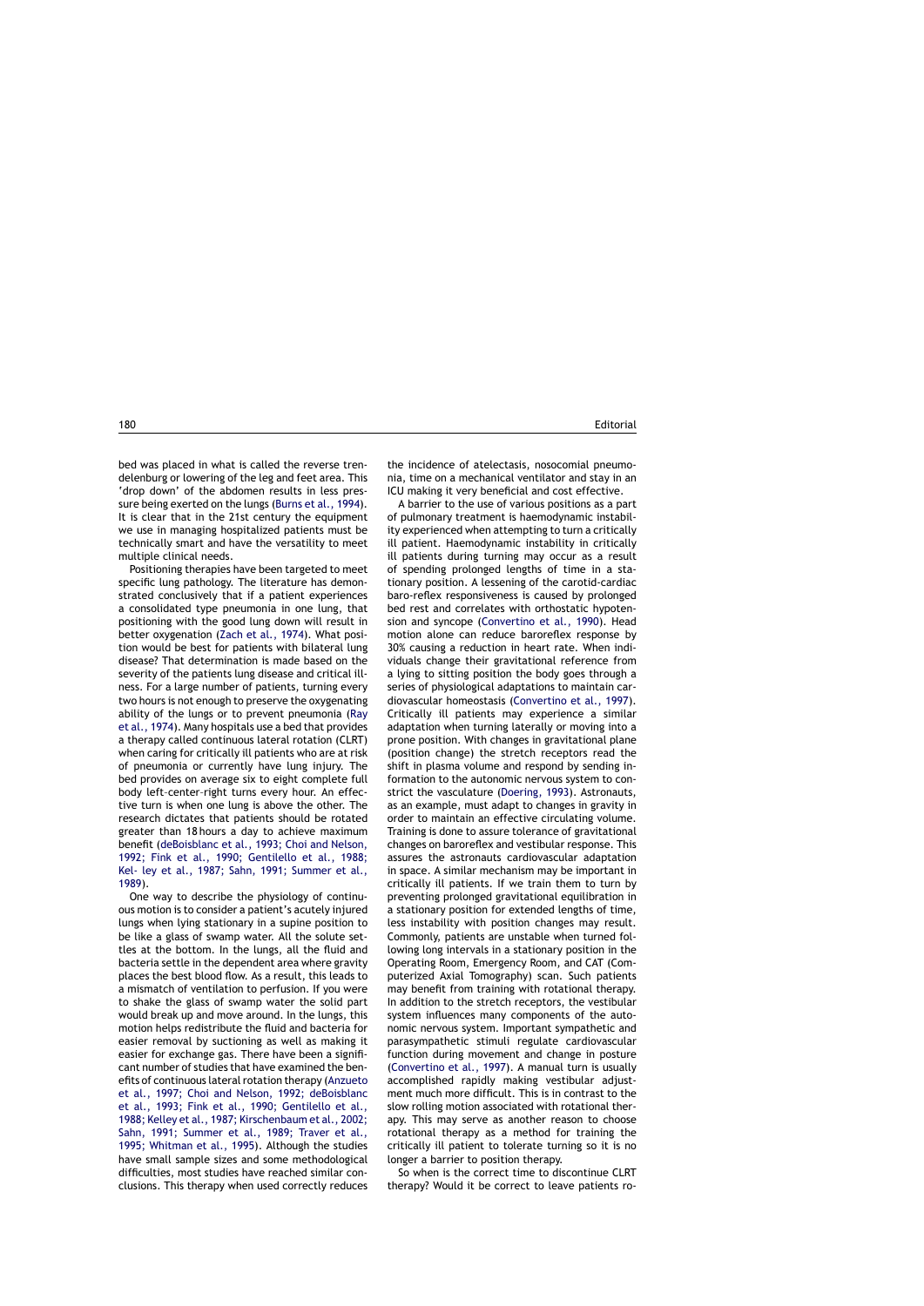bed was placed in what is called the reverse trendelenburg or lowering of the leg and feet area. This 'drop down' of the abdomen results in less pressure being exerted on the lungs (Burns et al., 1994). It is clear that in the 21st century the equipment we use in managing hospitalized patients must be technically smart and have the versatility to meet multiple clinical needs.

Positioning therapies have been targeted to meet specific lung pathology. The literature has demonstrated conclusively that if a patient experiences a consolidated type pneumonia in one lung, that positioning with the good lung down will result in better oxygenation (Zach et al., 1974). What position would be best for patients with bilateral lung disease? That determination is made based on the severity of the patients lung disease and critical illness. For a large number of patients, turning every two hours is not enough to preserve the oxygenating ability of the lungs or to prevent pneumonia (Ray et al., 1974). Many hospitals use a bed that provides a therapy called continuous lateral rotation (CLRT) when caring for critically ill patients who are at risk of pneumonia or currently have lung injury. The bed provides on average six to eight complete full body left–center–right turns every hour. An effective turn is when one lung is above the other. The research dictates that patients should be rotated greater than 18 hours a day to achieve maximum benefit (deBoisblanc et al., 1993; Choi and Nelson, 1992; Fink et al., 1990; Gentilello et al., 1988; Kel- ley et al., 1987; Sahn, 1991; Summer et al., 1989).

One way to describe the physiology of continuous motion is to consider a patient's acutely injured lungs when lying stationary in a supine position to be like a glass of swamp water. All the solute settles at the bottom. In the lungs, all the fluid and bacteria settle in the dependent area where gravity places the best blood flow. As a result, this leads to a mismatch of ventilation to perfusion. If you were to shake the glass of swamp water the solid part would break up and move around. In the lungs, this motion helps redistribute the fluid and bacteria for easier removal by suctioning as well as making it easier for exchange gas. There have been a significant number of studies that have examined the benefits of continuous lateral rotation therapy (Anzueto et al., 1997; Choi and Nelson, 1992; deBoisblanc et al., 1993; Fink et al., 1990; Gentilello et al., 1988; Kelley et al., 1987; Kirschenbaum et al., 2002; Sahn, 1991; Summer et al., 1989; Traver et al., 1995; Whitman et al., 1995). Although the studies have small sample sizes and some methodological difficulties, most studies have reached similar conclusions. This therapy when used correctly reduces the incidence of atelectasis, nosocomial pneumonia, time on a mechanical ventilator and stay in an ICU making it very beneficial and cost effective.

A barrier to the use of various positions as a part of pulmonary treatment is haemodynamic instability experienced when attempting to turn a critically ill patient. Haemodynamic instability in critically ill patients during turning may occur as a result of spending prolonged lengths of time in a stationary position. A lessening of the carotid-cardiac baro-reflex responsiveness is caused by prolonged bed rest and correlates with orthostatic hypotension and syncope (Convertino et al., 1990). Head motion alone can reduce baroreflex response by 30% causing a reduction in heart rate. When individuals change their gravitational reference from a lying to sitting position the body goes through a series of physiological adaptations to maintain cardiovascular homeostasis (Convertino et al., 1997). Critically ill patients may experience a similar adaptation when turning laterally or moving into a prone position. With changes in gravitational plane (position change) the stretch receptors read the shift in plasma volume and respond by sending information to the autonomic nervous system to constrict the vasculature (Doering, 1993). Astronauts, as an example, must adapt to changes in gravity in order to maintain an effective circulating volume. Training is done to assure tolerance of gravitational changes on baroreflex and vestibular response. This assures the astronauts cardiovascular adaptation in space. A similar mechanism may be important in critically ill patients. If we train them to turn by preventing prolonged gravitational equilibration in a stationary position for extended lengths of time, less instability with position changes may result. Commonly, patients are unstable when turned following long intervals in a stationary position in the Operating Room, Emergency Room, and CAT (Computerized Axial Tomography) scan. Such patients may benefit from training with rotational therapy. In addition to the stretch receptors, the vestibular system influences many components of the autonomic nervous system. Important sympathetic and parasympathetic stimuli regulate cardiovascular function during movement and change in posture (Convertino et al., 1997). A manual turn is usually accomplished rapidly making vestibular adjustment much more difficult. This is in contrast to the slow rolling motion associated with rotational therapy. This may serve as another reason to choose rotational therapy as a method for training the critically ill patient to tolerate turning so it is no longer a barrier to position therapy.

So when is the correct time to discontinue CLRT therapy? Would it be correct to leave patients ro-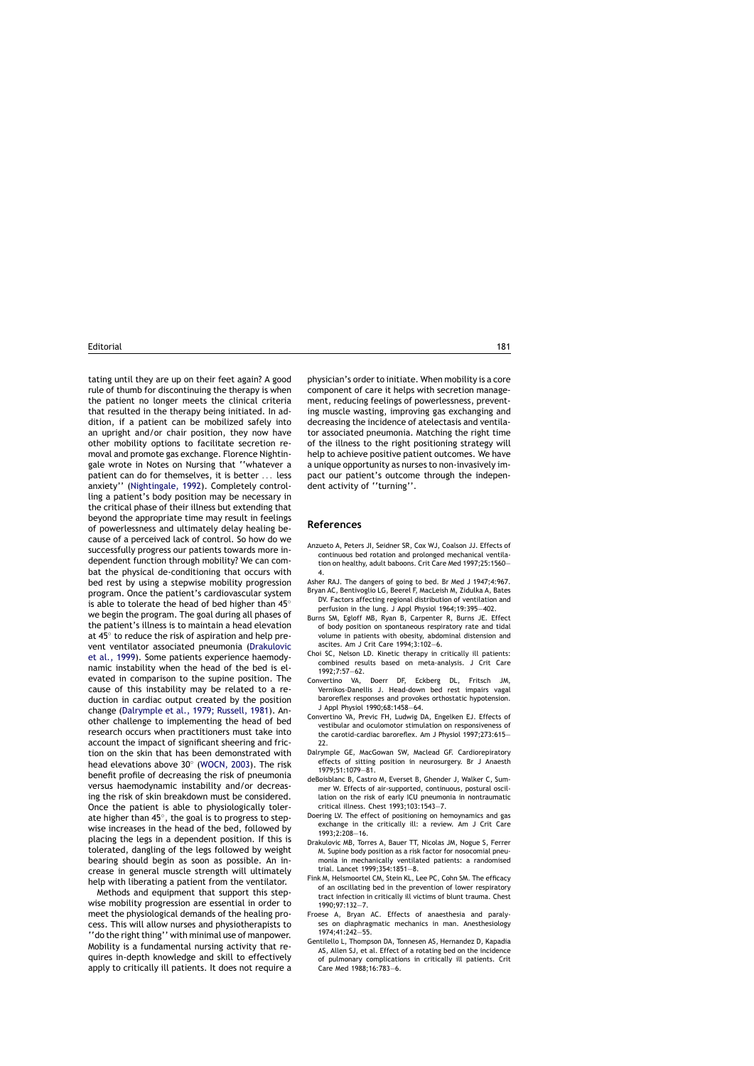tating until they are up on their feet again? A good rule of thumb for discontinuing the therapy is when the patient no longer meets the clinical criteria that resulted in the therapy being initiated. In addition, if a patient can be mobilized safely into an upright and/or chair position, they now have other mobility options to facilitate secretion removal and promote gas exchange. Florence Nightingale wrote in Notes on Nursing that ''whatever a patient can do for themselves, it is better ... less anxiety'' (Nightingale, 1992). Completely controlling a patient's body position may be necessary in the critical phase of their illness but extending that beyond the appropriate time may result in feelings of powerlessness and ultimately delay healing because of a perceived lack of control. So how do we successfully progress our patients towards more independent function through mobility? We can combat the physical de-conditioning that occurs with bed rest by using a stepwise mobility progression program. Once the patient's cardiovascular system is able to tolerate the head of bed higher than 45° we begin the program. The goal during all phases of the patient's illness is to maintain a head elevation at 45° to reduce the risk of aspiration and help prevent ventilator associated pneumonia (Drakulovic et al., 1999). Some patients experience haemodynamic instability when the head of the bed is elevated in comparison to the supine position. The cause of this instability may be related to a reduction in cardiac output created by the position change (Dalrymple et al., 1979; Russell, 1981). Another challenge to implementing the head of bed research occurs when practitioners must take into account the impact of significant sheering and friction on the skin that has been demonstrated with head elevations above 30° (WOCN, 2003). The risk benefit profile of decreasing the risk of pneumonia versus haemodynamic instability and/or decreasing the risk of skin breakdown must be considered. Once the patient is able to physiologically tolerate higher than 45°, the goal is to progress to stepwise increases in the head of the bed, followed by placing the legs in a dependent position. If this is tolerated, dangling of the legs followed by weight bearing should begin as soon as possible. An increase in general muscle strength will ultimately help with liberating a patient from the ventilator.

Methods and equipment that support this stepwise mobility progression are essential in order to meet the physiological demands of the healing process. This will allow nurses and physiotherapists to ''do the right thing'' with minimal use of manpower. Mobility is a fundamental nursing activity that requires in-depth knowledge and skill to effectively apply to critically ill patients. It does not require a physician's order to initiate. When mobility is a core component of care it helps with secretion management, reducing feelings of powerlessness, preventing muscle wasting, improving gas exchanging and decreasing the incidence of atelectasis and ventilator associated pneumonia. Matching the right time of the illness to the right positioning strategy will help to achieve positive patient outcomes. We have a unique opportunity as nurses to non-invasively impact our patient's outcome through the independent activity of ''turning''.

## References

Anzueto A, Peters JI, Seidner SR, Cox WJ, Coalson JJ. Effects of continuous bed rotation and prolonged mechanical ventilation on healthy, adult baboons. Crit Care Med 1997;25:1560–4.

Asher RAJ. The dangers of going to bed. Br Med J 1947;4:967.

Bryan AC, Bentivoglio LG, Beerel F, MacLeish M, Zidulka A, Bates DV. Factors affecting regional distribution of ventilation and perfusion in the lung. J Appl Physiol 1964;19:395–402.

Burns SM, Egloff MB, Ryan B, Carpenter R, Burns JE. Effect of body position on spontaneous respiratory rate and tidal volume in patients with obesity, abdominal distension and ascites. Am J Crit Care 1994;3:102–6.

Choi SC, Nelson LD. Kinetic therapy in critically ill patients: combined results based on meta-analysis. J Crit Care 1992;7:57–62.

Convertino VA, Doerr DF, Eckberg DL, Fritsch JM, Vernikos-Danellis J. Head-down bed rest impairs vagal baroreflex responses and provokes orthostatic hypotension. J Appl Physiol 1990;68:1458–64.

Convertino VA, Previc FH, Ludwig DA, Engelken EJ. Effects of vestibular and oculomotor stimulation on responsiveness of the carotid-cardiac baroreflex. Am J Physiol 1997;273:615–22.

Dalrymple GE, MacGowan SW, Maclead GF. Cardiorepiratory effects of sitting position in neurosurgery. Br J Anaesth 1979;51:1079–81.

deBoisblanc B, Castro M, Everset B, Ghender J, Walker C, Summer W. Effects of air-supported, continuous, postural oscillation on the risk of early ICU pneumonia in nontraumatic critical illness. Chest 1993;103:1543–7.

Doering LV. The effect of positioning on hemoynamics and gas exchange in the critically ill: a review. Am J Crit Care 1993;2:208–16.

Drakulovic MB, Torres A, Bauer TT, Nicolas JM, Nogue S, Ferrer M. Supine body position as a risk factor for nosocomial pneumonia in mechanically ventilated patients: a randomised trial. Lancet 1999;354:1851–8.

Fink M, Helmsoortel CM, Stein KL, Lee PC, Cohn SM. The efficacy of an oscillating bed in the prevention of lower respiratory tract infection in critically ill victims of blunt trauma. Chest 1990;97:132–7.

Froese A, Bryan AC. Effects of anaesthesia and paralyses on diaphragmatic mechanics in man. Anesthesiology 1974;41:242–55.

Gentilello L, Thompson DA, Tonnesen AS, Hernandez D, Kapadia AS, Allen SJ, et al. Effect of a rotating bed on the incidence of pulmonary complications in critically ill patients. Crit Care Med 1988;16:783–6.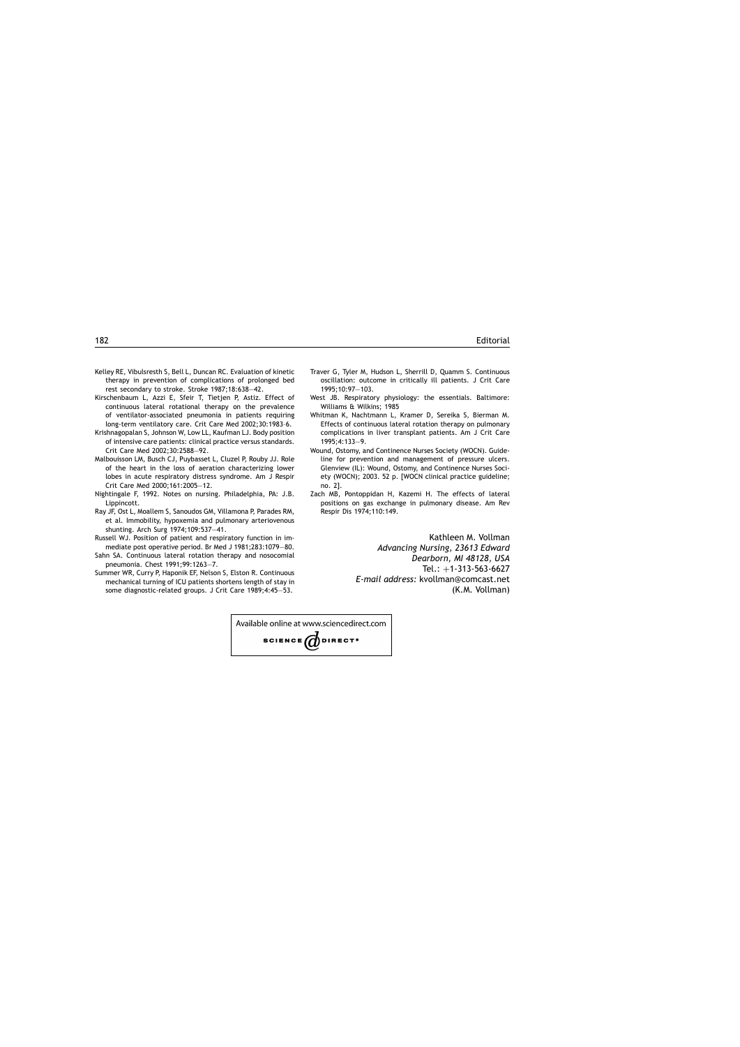Kelley RE, Vibulsresth S, Bell L, Duncan RC. Evaluation of kinetic therapy in prevention of complications of prolonged bed rest secondary to stroke. Stroke 1987;18:638—42.

Kirschenbaum L, Azzi E, Sfeir T, Tietjen P, Astiz. Effect of continuous lateral rotational therapy on the prevalence of ventilator-associated pneumonia in patients requiring long-term ventilatory care. Crit Care Med 2002;30:1983–6.

Krishnagopalan S, Johnson W, Low LL, Kaufman LJ. Body position of intensive care patients: clinical practice versus standards. Crit Care Med 2002;30:2588—92.

Malbouisson LM, Busch CJ, Puybasset L, Cluzel P, Rouby JJ. Role of the heart in the loss of aeration characterizing lower lobes in acute respiratory distress syndrome. Am J Respir Crit Care Med 2000;161:2005—12.

Nightingale F, 1992. Notes on nursing. Philadelphia, PA: J.B. Lippincott.

Ray JF, Ost L, Moallem S, Sanoudos GM, Villamona P, Parades RM, et al. Immobility, hypoxemia and pulmonary arteriovenous shunting. Arch Surg 1974;109:537—41.

Russell WJ. Position of patient and respiratory function in immediate post operative period. Br Med J 1981;283:1079—80.

Sahn SA. Continuous lateral rotation therapy and nosocomial pneumonia. Chest 1991;99:1263—7.

Summer WR, Curry P, Haponik EF, Nelson S, Elston R. Continuous mechanical turning of ICU patients shortens length of stay in some diagnostic-related groups. J Crit Care 1989;4:45—53.

Traver G, Tyler M, Hudson L, Sherrill D, Quamm S. Continuous oscillation: outcome in critically ill patients. J Crit Care 1995;10:97—103.

West JB. Respiratory physiology: the essentials. Baltimore: Williams & Wilkins; 1985

Whitman K, Nachtmann L, Kramer D, Sereika S, Bierman M. Effects of continuous lateral rotation therapy on pulmonary complications in liver transplant patients. Am J Crit Care 1995;4:133—9.

Wound, Ostomy, and Continence Nurses Society (WOCN). Guideline for prevention and management of pressure ulcers. Glenview (IL): Wound, Ostomy, and Continence Nurses Society (WOCN); 2003. 52 p. [WOCN clinical practice guideline; no. 2].

Zach MB, Pontoppidan H, Kazemi H. The effects of lateral positions on gas exchange in pulmonary disease. Am Rev Respir Dis 1974;110:149.

Kathleen M. Vollman
*Advancing Nursing, 23613 Edward*
*Dearborn, MI 48128, USA*
Tel.: +1-313-563-6627
*E-mail address:* kvollman@comcast.net
(K.M. Vollman)

Available online at www.sciencedirect.com
SCIENCE DIRECT®